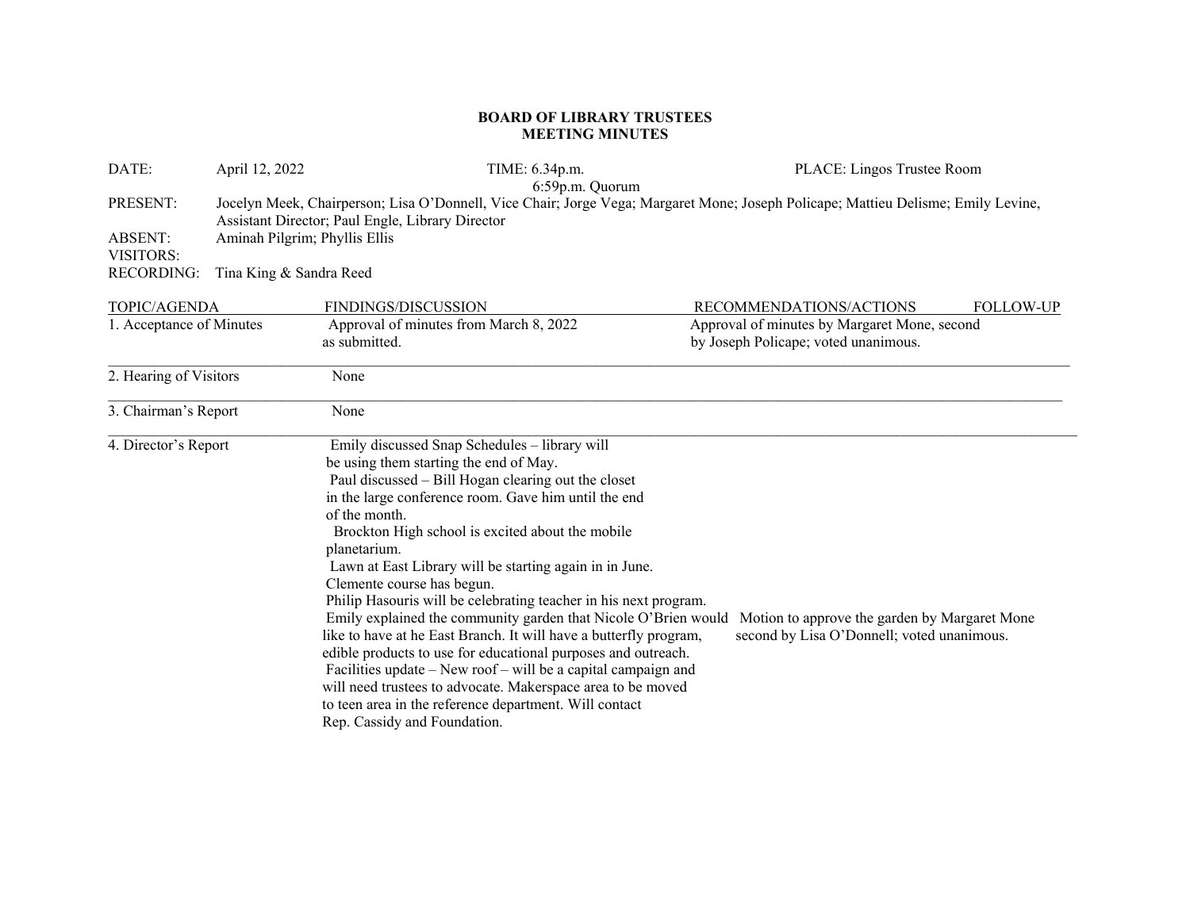**BOARD OF LIBRARY TRUSTEES**
**MEETING MINUTES**

DATE: April 12, 2022 TIME: 6.34p.m. 6:59p.m. Quorum PLACE: Lingos Trustee Room

PRESENT: Jocelyn Meek, Chairperson; Lisa O'Donnell, Vice Chair; Jorge Vega; Margaret Mone; Joseph Policape; Mattieu Delisme; Emily Levine, Assistant Director; Paul Engle, Library Director

ABSENT: Aminah Pilgrim; Phyllis Ellis

VISITORS:

RECORDING: Tina King & Sandra Reed

| TOPIC/AGENDA | FINDINGS/DISCUSSION | RECOMMENDATIONS/ACTIONS | FOLLOW-UP |
|---|---|---|---|
| 1. Acceptance of Minutes | Approval of minutes from March 8, 2022 as submitted. | Approval of minutes by Margaret Mone, second by Joseph Policape; voted unanimous. | |
| 2. Hearing of Visitors | None | | |
| 3. Chairman's Report | None | | |
| 4. Director's Report | Emily discussed Snap Schedules – library will be using them starting the end of May.<br>Paul discussed – Bill Hogan clearing out the closet in the large conference room. Gave him until the end of the month.<br>Brockton High school is excited about the mobile planetarium.<br>Lawn at East Library will be starting again in in June.<br>Clemente course has begun.<br>Philip Hasouris will be celebrating teacher in his next program.<br>Emily explained the community garden that Nicole O'Brien would like to have at he East Branch. It will have a butterfly program, edible products to use for educational purposes and outreach.<br>Facilities update – New roof – will be a capital campaign and will need trustees to advocate. Makerspace area to be moved to teen area in the reference department. Will contact Rep. Cassidy and Foundation. | Motion to approve the garden by Margaret Mone second by Lisa O'Donnell; voted unanimous. | |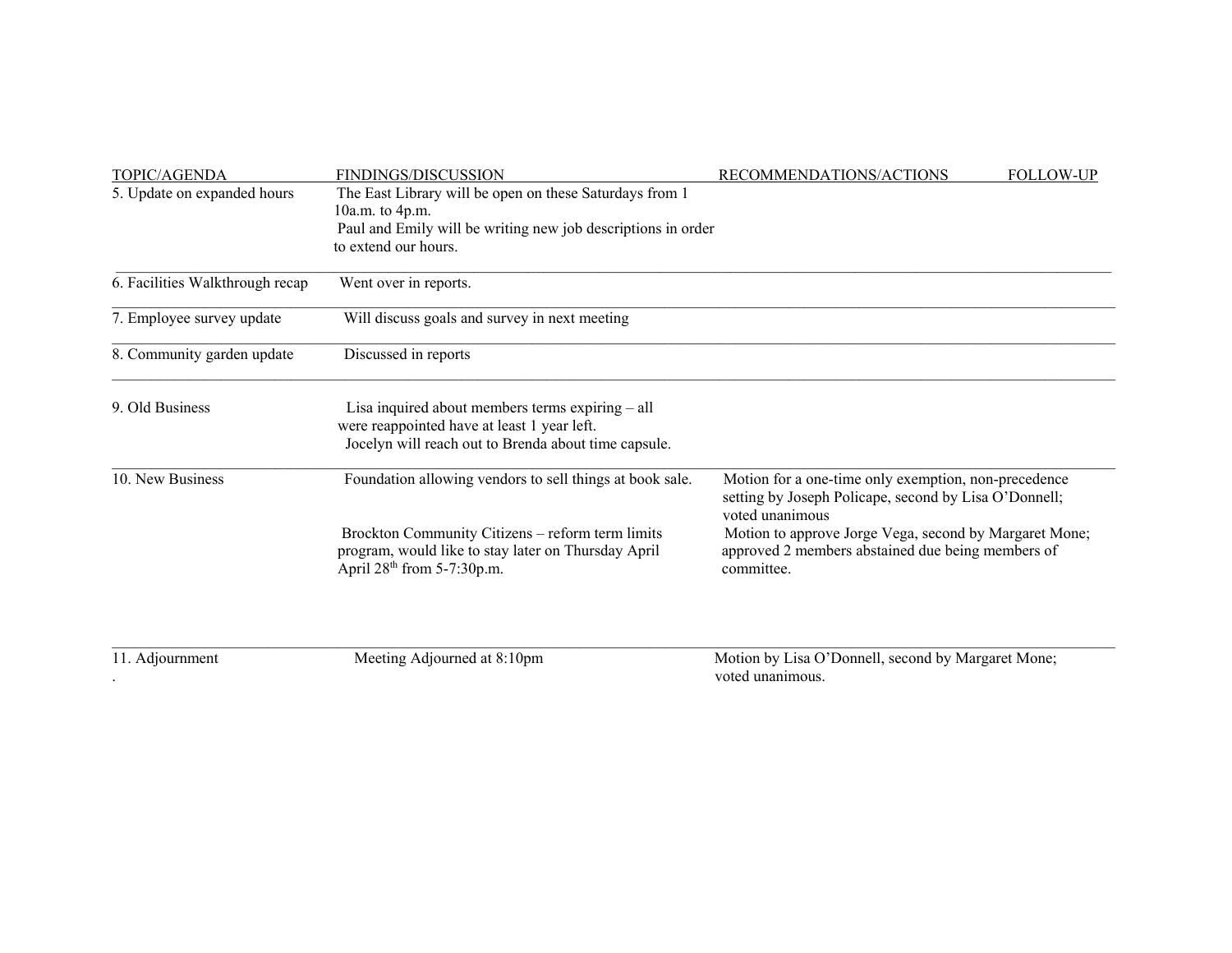| TOPIC/AGENDA | FINDINGS/DISCUSSION | RECOMMENDATIONS/ACTIONS | FOLLOW-UP |
|---|---|---|---|
| 5. Update on expanded hours | The East Library will be open on these Saturdays from 1 10a.m. to 4p.m. Paul and Emily will be writing new job descriptions in order to extend our hours. | | |
| 6. Facilities Walkthrough recap | Went over in reports. | | |
| 7. Employee survey update | Will discuss goals and survey in next meeting | | |
| 8. Community garden update | Discussed in reports | | |
| 9. Old Business | Lisa inquired about members terms expiring – all were reappointed have at least 1 year left. Jocelyn will reach out to Brenda about time capsule. | | |
| 10. New Business | Foundation allowing vendors to sell things at book sale. | Motion for a one-time only exemption, non-precedence setting by Joseph Policape, second by Lisa O'Donnell; voted unanimous | |
| | Brockton Community Citizens – reform term limits program, would like to stay later on Thursday April April 28th from 5-7:30p.m. | Motion to approve Jorge Vega, second by Margaret Mone; approved 2 members abstained due being members of committee. | |
| 11. Adjournment . | Meeting Adjourned at 8:10pm | Motion by Lisa O'Donnell, second by Margaret Mone; voted unanimous. | |